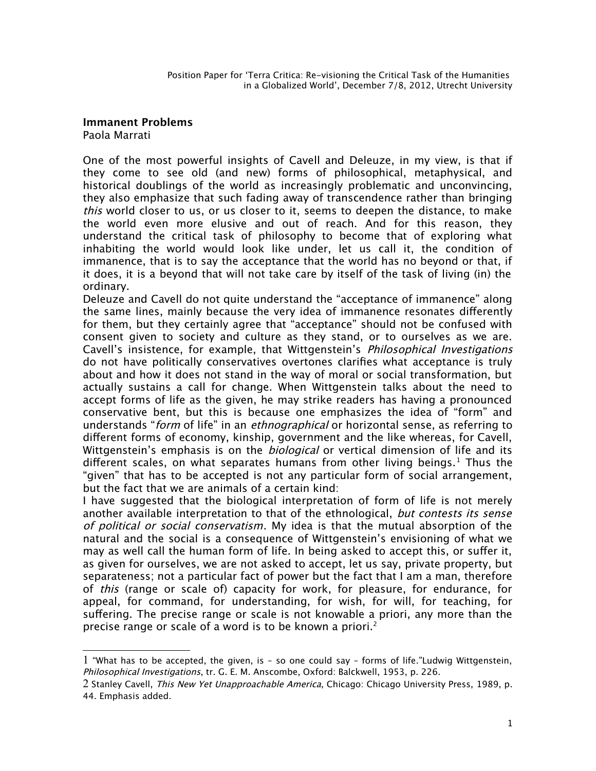Position Paper for 'Terra Critica: Re-visioning the Critical Task of the Humanities in a Globalized World', December 7/8, 2012, Utrecht University

**Immanent Problems**

Paola Marrati

One of the most powerful insights of Cavell and Deleuze, in my view, is that if they come to see old (and new) forms of philosophical, metaphysical, and historical doublings of the world as increasingly problematic and unconvincing, they also emphasize that such fading away of transcendence rather than bringing *this* world closer to us, or us closer to it, seems to deepen the distance, to make the world even more elusive and out of reach. And for this reason, they understand the critical task of philosophy to become that of exploring what inhabiting the world would look like under, let us call it, the condition of immanence, that is to say the acceptance that the world has no beyond or that, if it does, it is a beyond that will not take care by itself of the task of living (in) the ordinary.

Deleuze and Cavell do not quite understand the "acceptance of immanence" along the same lines, mainly because the very idea of immanence resonates differently for them, but they certainly agree that "acceptance" should not be confused with consent given to society and culture as they stand, or to ourselves as we are. Cavell's insistence, for example, that Wittgenstein's *Philosophical Investigations* do not have politically conservatives overtones clarifies what acceptance is truly about and how it does not stand in the way of moral or social transformation, but actually sustains a call for change. When Wittgenstein talks about the need to accept forms of life as the given, he may strike readers has having a pronounced conservative bent, but this is because one emphasizes the idea of "form" and understands "*form* of life" in an *ethnographical* or horizontal sense, as referring to different forms of economy, kinship, government and the like whereas, for Cavell, Wittgenstein's emphasis is on the *biological* or vertical dimension of life and its different scales, on what separates humans from other living beings.[1] Thus the "given" that has to be accepted is not any particular form of social arrangement, but the fact that we are animals of a certain kind:

I have suggested that the biological interpretation of form of life is not merely another available interpretation to that of the ethnological, *but contests its sense of political or social conservatism*. My idea is that the mutual absorption of the natural and the social is a consequence of Wittgenstein's envisioning of what we may as well call the human form of life. In being asked to accept this, or suffer it, as given for ourselves, we are not asked to accept, let us say, private property, but separateness; not a particular fact of power but the fact that I am a man, therefore of *this* (range or scale of) capacity for work, for pleasure, for endurance, for appeal, for command, for understanding, for wish, for will, for teaching, for suffering. The precise range or scale is not knowable a priori, any more than the precise range or scale of a word is to be known a priori.[2]

---

[1] "What has to be accepted, the given, is – so one could say – forms of life."Ludwig Wittgenstein, *Philosophical Investigations*, tr. G. E. M. Anscombe, Oxford: Balckwell, 1953, p. 226.

[2] Stanley Cavell, *This New Yet Unapproachable America*, Chicago: Chicago University Press, 1989, p. 44. Emphasis added.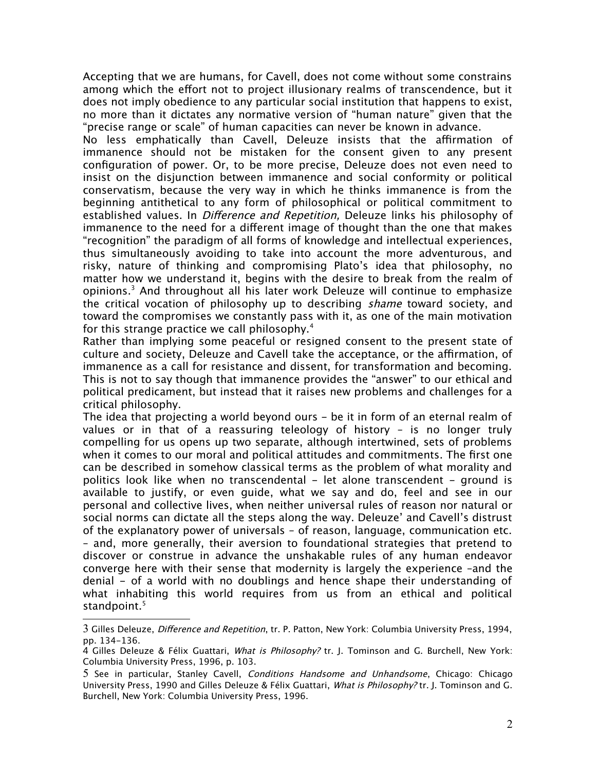Accepting that we are humans, for Cavell, does not come without some constrains among which the effort not to project illusionary realms of transcendence, but it does not imply obedience to any particular social institution that happens to exist, no more than it dictates any normative version of "human nature" given that the "precise range or scale" of human capacities can never be known in advance.

No less emphatically than Cavell, Deleuze insists that the affirmation of immanence should not be mistaken for the consent given to any present configuration of power. Or, to be more precise, Deleuze does not even need to insist on the disjunction between immanence and social conformity or political conservatism, because the very way in which he thinks immanence is from the beginning antithetical to any form of philosophical or political commitment to established values. In *Difference and Repetition,* Deleuze links his philosophy of immanence to the need for a different image of thought than the one that makes "recognition" the paradigm of all forms of knowledge and intellectual experiences, thus simultaneously avoiding to take into account the more adventurous, and risky, nature of thinking and compromising Plato's idea that philosophy, no matter how we understand it, begins with the desire to break from the realm of opinions.[3] And throughout all his later work Deleuze will continue to emphasize the critical vocation of philosophy up to describing *shame* toward society, and toward the compromises we constantly pass with it, as one of the main motivation for this strange practice we call philosophy.[4]

Rather than implying some peaceful or resigned consent to the present state of culture and society, Deleuze and Cavell take the acceptance, or the affirmation, of immanence as a call for resistance and dissent, for transformation and becoming. This is not to say though that immanence provides the "answer" to our ethical and political predicament, but instead that it raises new problems and challenges for a critical philosophy.

The idea that projecting a world beyond ours – be it in form of an eternal realm of values or in that of a reassuring teleology of history – is no longer truly compelling for us opens up two separate, although intertwined, sets of problems when it comes to our moral and political attitudes and commitments. The first one can be described in somehow classical terms as the problem of what morality and politics look like when no transcendental – let alone transcendent – ground is available to justify, or even guide, what we say and do, feel and see in our personal and collective lives, when neither universal rules of reason nor natural or social norms can dictate all the steps along the way. Deleuze' and Cavell's distrust of the explanatory power of universals – of reason, language, communication etc. – and, more generally, their aversion to foundational strategies that pretend to discover or construe in advance the unshakable rules of any human endeavor converge here with their sense that modernity is largely the experience –and the denial – of a world with no doublings and hence shape their understanding of what inhabiting this world requires from us from an ethical and political standpoint.[5]

---

3 Gilles Deleuze, *Difference and Repetition*, tr. P. Patton, New York: Columbia University Press, 1994, pp. 134-136.

4 Gilles Deleuze & Félix Guattari, *What is Philosophy?* tr. J. Tominson and G. Burchell, New York: Columbia University Press, 1996, p. 103.

5 See in particular, Stanley Cavell, *Conditions Handsome and Unhandsome*, Chicago: Chicago University Press, 1990 and Gilles Deleuze & Félix Guattari, *What is Philosophy?* tr. J. Tominson and G. Burchell, New York: Columbia University Press, 1996.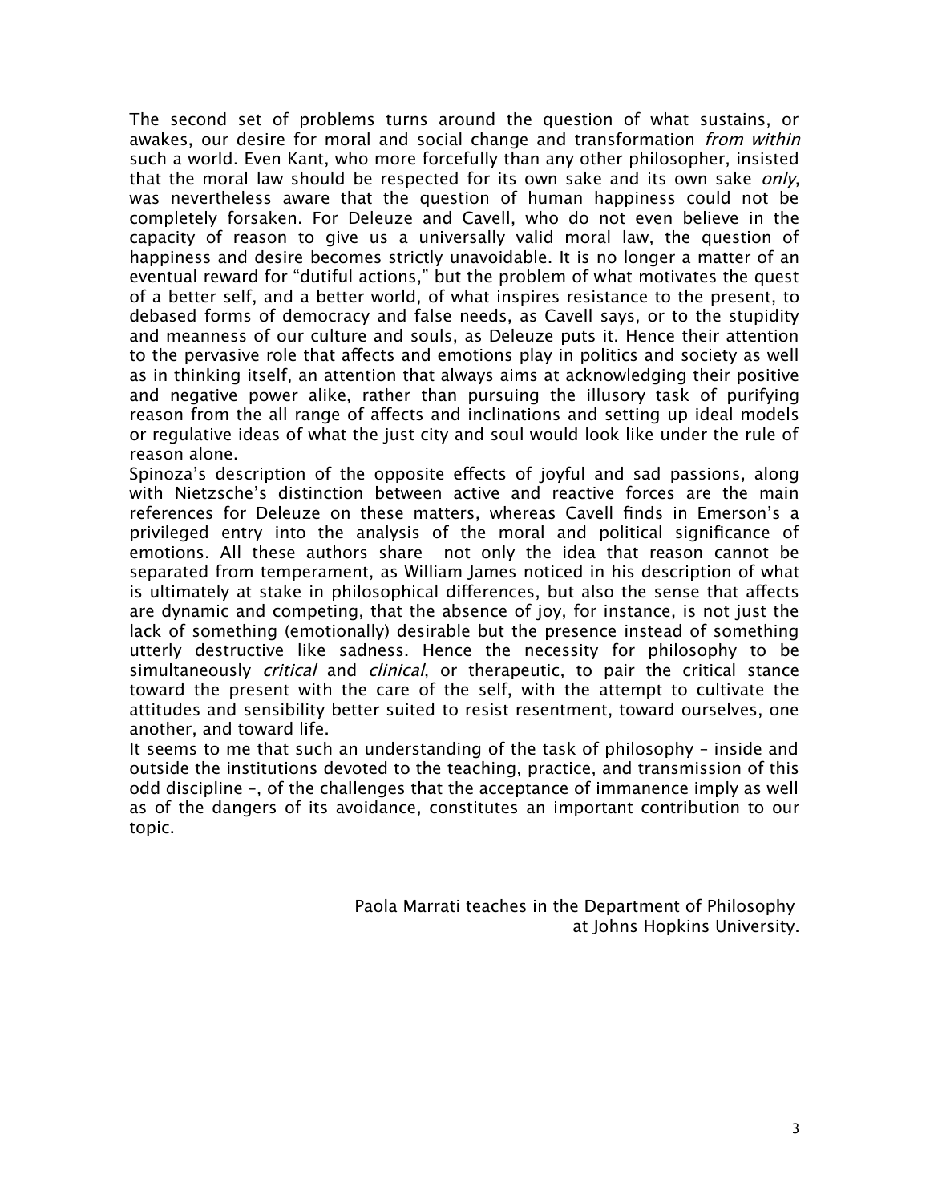The second set of problems turns around the question of what sustains, or awakes, our desire for moral and social change and transformation *from within* such a world. Even Kant, who more forcefully than any other philosopher, insisted that the moral law should be respected for its own sake and its own sake *only*, was nevertheless aware that the question of human happiness could not be completely forsaken. For Deleuze and Cavell, who do not even believe in the capacity of reason to give us a universally valid moral law, the question of happiness and desire becomes strictly unavoidable. It is no longer a matter of an eventual reward for "dutiful actions," but the problem of what motivates the quest of a better self, and a better world, of what inspires resistance to the present, to debased forms of democracy and false needs, as Cavell says, or to the stupidity and meanness of our culture and souls, as Deleuze puts it. Hence their attention to the pervasive role that affects and emotions play in politics and society as well as in thinking itself, an attention that always aims at acknowledging their positive and negative power alike, rather than pursuing the illusory task of purifying reason from the all range of affects and inclinations and setting up ideal models or regulative ideas of what the just city and soul would look like under the rule of reason alone.

Spinoza's description of the opposite effects of joyful and sad passions, along with Nietzsche's distinction between active and reactive forces are the main references for Deleuze on these matters, whereas Cavell finds in Emerson's a privileged entry into the analysis of the moral and political significance of emotions. All these authors share not only the idea that reason cannot be separated from temperament, as William James noticed in his description of what is ultimately at stake in philosophical differences, but also the sense that affects are dynamic and competing, that the absence of joy, for instance, is not just the lack of something (emotionally) desirable but the presence instead of something utterly destructive like sadness. Hence the necessity for philosophy to be simultaneously *critical* and *clinical*, or therapeutic, to pair the critical stance toward the present with the care of the self, with the attempt to cultivate the attitudes and sensibility better suited to resist resentment, toward ourselves, one another, and toward life.

It seems to me that such an understanding of the task of philosophy – inside and outside the institutions devoted to the teaching, practice, and transmission of this odd discipline –, of the challenges that the acceptance of immanence imply as well as of the dangers of its avoidance, constitutes an important contribution to our topic.

Paola Marrati teaches in the Department of Philosophy at Johns Hopkins University.